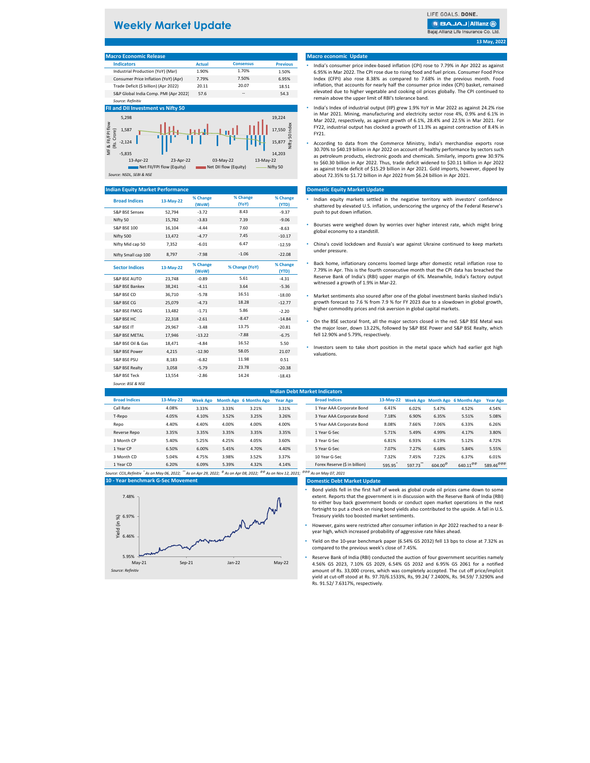# Weekly Market Update

LIFE GOALS. DONE.
Bajaj Allianz Life Insurance Co. Ltd.

13 May, 2022

## Macro Economic Release

| Indicators | Actual | Consensus | Previous |
|---|---|---|---|
| Industrial Production (YoY) (Mar) | 1.90% | 1.70% | 1.50% |
| Consumer Price Inflation (YoY) (Apr) | 7.79% | 7.50% | 6.95% |
| Trade Deficit ($ billion) (Apr 2022) | 20.11 | 20.07 | 18.51 |
| S&P Global India Comp. PMI (Apr 2022) | 57.6 | -- | 54.3 |

*Source: Refinitiv*

## FII and DII Investment vs Nifty 50

MF & FII/FPI flow (Rs. Crore): 5,298; 1,587; -2,124; -5,835
Nifty 50 Index: 19,224; 17,550; 15,877; 14,203
13-Apr-22, 23-Apr-22, 03-May-22, 13-May-22
Net FII/FPI flow (Equity) | Net DII flow (Equity) | Nifty 50

*Source: NSDL, SEBI & NSE*

## Macro economic Update

- India's consumer price index-based inflation (CPI) rose to 7.79% in Apr 2022 as against 6.95% in Mar 2022. The CPI rose due to rising food and fuel prices. Consumer Food Price Index (CFPI) also rose 8.38% as compared to 7.68% in the previous month. Food inflation, that accounts for nearly half the consumer price index (CPI) basket, remained elevated due to higher vegetable and cooking oil prices globally. The CPI continued to remain above the upper limit of RBI's tolerance band.
- India's Index of industrial output (IIP) grew 1.9% YoY in Mar 2022 as against 24.2% rise in Mar 2021. Mining, manufacturing and electricity sector rose 4%, 0.9% and 6.1% in Mar 2022, respectively, as against growth of 6.1%, 28.4% and 22.5% in Mar 2021. For FY22, industrial output has clocked a growth of 11.3% as against contraction of 8.4% in FY21.
- According to data from the Commerce Ministry, India's merchandise exports rose 30.70% to $40.19 billion in Apr 2022 on account of healthy performance by sectors such as petroleum products, electronic goods and chemicals. Similarly, imports grew 30.97% to $60.30 billion in Apr 2022. Thus, trade deficit widened to $20.11 billion in Apr 2022 as against trade deficit of $15.29 billion in Apr 2021. Gold imports, however, dipped by about 72.35% to $1.72 billion in Apr 2022 from $6.24 billion in Apr 2021.

## Indian Equity Market Performance

| Broad Indices | 13-May-22 | % Change (WoW) | % Change (YoY) | % Change (YTD) |
|---|---|---|---|---|
| S&P BSE Sensex | 52,794 | -3.72 | 8.43 | -9.37 |
| Nifty 50 | 15,782 | -3.83 | 7.39 | -9.06 |
| S&P BSE 100 | 16,104 | -4.44 | 7.60 | -8.63 |
| Nifty 500 | 13,472 | -4.77 | 7.45 | -10.17 |
| Nifty Mid cap 50 | 7,352 | -6.01 | 6.47 | -12.59 |
| Nifty Small cap 100 | 8,797 | -7.98 | -1.06 | -22.08 |

| Sector Indices | 13-May-22 | % Change (WoW) | % Change (YoY) | % Change (YTD) |
|---|---|---|---|---|
| S&P BSE AUTO | 23,748 | -0.89 | 5.61 | -4.31 |
| S&P BSE Bankex | 38,241 | -4.11 | 3.64 | -5.36 |
| S&P BSE CD | 36,710 | -5.78 | 16.51 | -18.00 |
| S&P BSE CG | 25,079 | -4.73 | 18.28 | -12.77 |
| S&P BSE FMCG | 13,482 | -1.71 | 5.86 | -2.20 |
| S&P BSE HC | 22,318 | -2.61 | -8.47 | -14.84 |
| S&P BSE IT | 29,967 | -3.48 | 13.75 | -20.81 |
| S&P BSE METAL | 17,946 | -13.22 | -7.88 | -6.75 |
| S&P BSE Oil & Gas | 18,471 | -4.84 | 16.52 | 5.50 |
| S&P BSE Power | 4,215 | -12.90 | 58.05 | 21.07 |
| S&P BSE PSU | 8,183 | -6.82 | 11.98 | 0.51 |
| S&P BSE Realty | 3,058 | -5.79 | 23.78 | -20.38 |
| S&P BSE Teck | 13,554 | -2.86 | 14.24 | -18.43 |

*Source: BSE & NSE*

## Domestic Equity Market Update

- Indian equity markets settled in the negative territory with investors' confidence shattered by elevated U.S. inflation, underscoring the urgency of the Federal Reserve's push to put down inflation.
- Bourses were weighed down by worries over higher interest rate, which might bring global economy to a standstill.
- China's covid lockdown and Russia's war against Ukraine continued to keep markets under pressure.
- Back home, inflationary concerns loomed large after domestic retail inflation rose to 7.79% in Apr. This is the fourth consecutive month that the CPI data has breached the Reserve Bank of India's (RBI) upper margin of 6%. Meanwhile, India's factory output witnessed a growth of 1.9% in Mar-22.
- Market sentiments also soured after one of the global investment banks slashed India's growth forecast to 7.6 % from 7.9 % for FY 2023 due to a slowdown in global growth, higher commodity prices and risk aversion in global capital markets.
- On the BSE sectoral front, all the major sectors closed in the red. S&P BSE Metal was the major loser, down 13.22%, followed by S&P BSE Power and S&P BSE Realty, which fell 12.90% and 5.79%, respectively.
- Investors seem to take short position in the metal space which had earlier got high valuations.

## Indian Debt Market Indicators

| Broad Indices | 13-May-22 | Week Ago | Month Ago | 6 Months Ago | Year Ago |
|---|---|---|---|---|---|
| Call Rate | 4.08% | 3.33% | 3.33% | 3.21% | 3.31% |
| T-Repo | 4.05% | 4.10% | 3.52% | 3.25% | 3.26% |
| Repo | 4.40% | 4.40% | 4.00% | 4.00% | 4.00% |
| Reverse Repo | 3.35% | 3.35% | 3.35% | 3.35% | 3.35% |
| 3 Month CP | 5.40% | 5.25% | 4.25% | 4.05% | 3.60% |
| 1 Year CP | 6.50% | 6.00% | 5.45% | 4.70% | 4.40% |
| 3 Month CD | 5.04% | 4.75% | 3.98% | 3.52% | 3.37% |
| 1 Year CD | 6.20% | 6.09% | 5.39% | 4.32% | 4.14% |

| Broad Indices | 13-May-22 | Week Ago | Month Ago | 6 Months Ago | Year Ago |
|---|---|---|---|---|---|
| 1 Year AAA Corporate Bond | 6.41% | 6.02% | 5.47% | 4.52% | 4.54% |
| 3 Year AAA Corporate Bond | 7.18% | 6.90% | 6.35% | 5.51% | 5.08% |
| 5 Year AAA Corporate Bond | 8.08% | 7.66% | 7.06% | 6.33% | 6.26% |
| 1 Year G-Sec | 5.71% | 5.49% | 4.99% | 4.17% | 3.80% |
| 3 Year G-Sec | 6.81% | 6.93% | 6.19% | 5.12% | 4.72% |
| 5 Year G-Sec | 7.07% | 7.27% | 6.68% | 5.84% | 5.55% |
| 10 Year G-Sec | 7.32% | 7.45% | 7.22% | 6.37% | 6.01% |
| Forex Reserve ($ in billion) | 595.95* | 597.73** | 604.00@ | 640.11@@ | 589.46@@@ |

*Source: CCIL,Refinitiv * As on May 06, 2022; ** As on Apr 29, 2022; @ As on Apr 08, 2022; @@ As on Nov 12, 2021; @@@ As on May 07, 2021*

## 10 - Year benchmark G-Sec Movement

Yield (in %): 7.48%, 6.97%, 6.46%, 5.95%
May-21, Sep-21, Jan-22, May-22

*Source: Refinitiv*

## Domestic Debt Market Update

- Bond yields fell in the first half of week as global crude oil prices came down to some extent. Reports that the government is in discussion with the Reserve Bank of India (RBI) to either buy back government bonds or conduct open market operations in the next fortnight to put a check on rising bond yields also contributed to the upside. A fall in U.S. Treasury yields too boosted market sentiments.
- However, gains were restricted after consumer inflation in Apr 2022 reached to a near 8-year high, which increased probability of aggressive rate hikes ahead.
- Yield on the 10-year benchmark paper (6.54% GS 2032) fell 13 bps to close at 7.32% as compared to the previous week's close of 7.45%.
- Reserve Bank of India (RBI) conducted the auction of four government securities namely 4.56% GS 2023, 7.10% GS 2029, 6.54% GS 2032 and 6.95% GS 2061 for a notified amount of Rs. 33,000 crores, which was completely accepted. The cut off price/implicit yield at cut-off stood at Rs. 97.70/6.1533%, Rs, 99.24/ 7.2400%, Rs. 94.59/ 7.3290% and Rs. 91.52/ 7.6317%, respectively.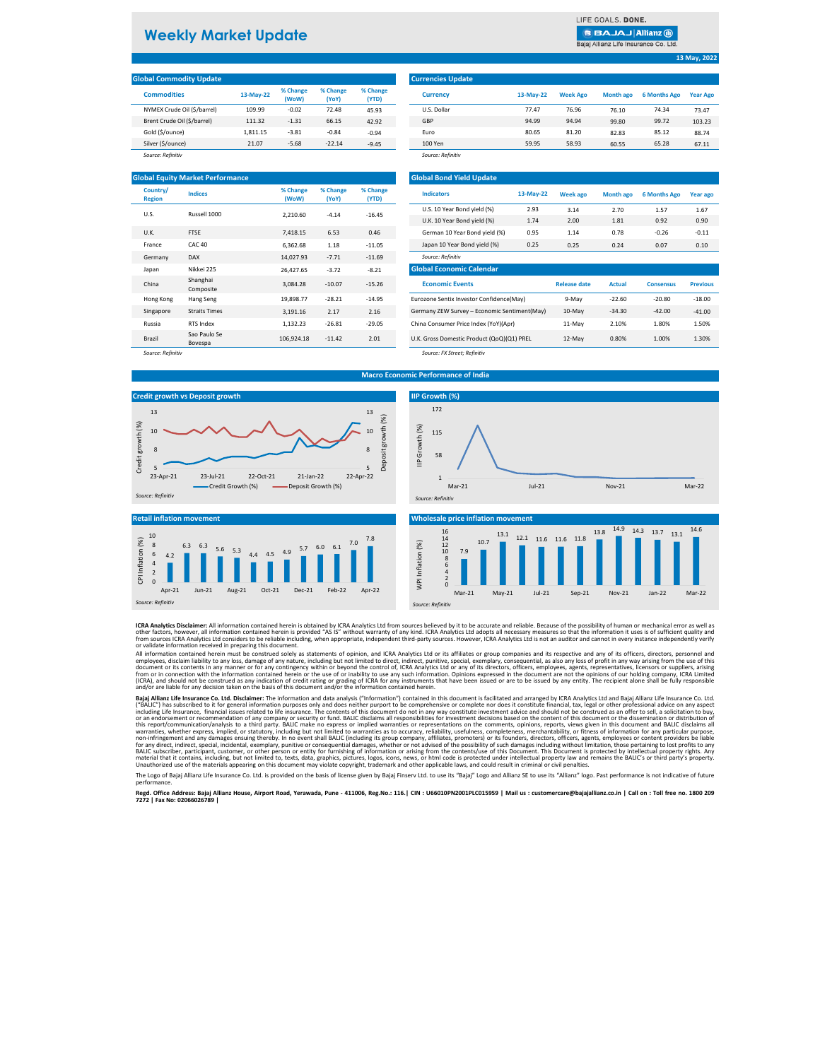# Weekly Market Update

LIFE GOALS. DONE.
BAJAJ Allianz
Bajaj Allianz Life Insurance Co. Ltd.

13 May, 2022

## Global Commodity Update

| Commodities | 13-May-22 | % Change (WoW) | % Change (YoY) | % Change (YTD) |
|---|---|---|---|---|
| NYMEX Crude Oil ($/barrel) | 109.99 | -0.02 | 72.48 | 45.93 |
| Brent Crude Oil ($/barrel) | 111.32 | -1.31 | 66.15 | 42.92 |
| Gold ($/ounce) | 1,811.15 | -3.81 | -0.84 | -0.94 |
| Silver ($/ounce) | 21.07 | -5.68 | -22.14 | -9.45 |

*Source: Refinitiv*

## Currencies Update

| Currency | 13-May-22 | Week Ago | Month ago | 6 Months Ago | Year Ago |
|---|---|---|---|---|---|
| U.S. Dollar | 77.47 | 76.96 | 76.10 | 74.34 | 73.47 |
| GBP | 94.99 | 94.94 | 99.80 | 99.72 | 103.23 |
| Euro | 80.65 | 81.20 | 82.83 | 85.12 | 88.74 |
| 100 Yen | 59.95 | 58.93 | 60.55 | 65.28 | 67.11 |

*Source: Refinitiv*

## Global Equity Market Performance

| Country/ Region | Indices | | % Change (WoW) | % Change (YoY) | % Change (YTD) |
|---|---|---|---|---|---|
| U.S. | Russell 1000 | 2,210.60 | -4.14 | -16.45 | |
| U.K. | FTSE | 7,418.15 | 6.53 | 0.46 | |
| France | CAC 40 | 6,362.68 | 1.18 | -11.05 | |
| Germany | DAX | 14,027.93 | -7.71 | -11.69 | |
| Japan | Nikkei 225 | 26,427.65 | -3.72 | -8.21 | |
| China | Shanghai Composite | 3,084.28 | -10.07 | -15.26 | |
| Hong Kong | Hang Seng | 19,898.77 | -28.21 | -14.95 | |
| Singapore | Straits Times | 3,191.16 | 2.17 | 2.16 | |
| Russia | RTS Index | 1,132.23 | -26.81 | -29.05 | |
| Brazil | Sao Paulo Se Bovespa | 106,924.18 | -11.42 | 2.01 | |

*Source: Refinitiv*

## Global Bond Yield Update

| Indicators | 13-May-22 | Week ago | Month ago | 6 Months Ago | Year ago |
|---|---|---|---|---|---|
| U.S. 10 Year Bond yield (%) | 2.93 | 3.14 | 2.70 | 1.57 | 1.67 |
| U.K. 10 Year Bond yield (%) | 1.74 | 2.00 | 1.81 | 0.92 | 0.90 |
| German 10 Year Bond yield (%) | 0.95 | 1.14 | 0.78 | -0.26 | -0.11 |
| Japan 10 Year Bond yield (%) | 0.25 | 0.25 | 0.24 | 0.07 | 0.10 |

*Source: Refinitiv*

## Global Economic Calendar

| Economic Events | Release date | Actual | Consensus | Previous |
|---|---|---|---|---|
| Eurozone Sentix Investor Confidence(May) | 9-May | -22.60 | -20.80 | -18.00 |
| Germany ZEW Survey – Economic Sentiment(May) | 10-May | -34.30 | -42.00 | -41.00 |
| China Consumer Price Index (YoY)(Apr) | 11-May | 2.10% | 1.80% | 1.50% |
| U.K. Gross Domestic Product (QoQ)(Q1) PREL | 12-May | 0.80% | 1.00% | 1.30% |

*Source: FX Street; Refinitiv*

## Macro Economic Performance of India

### Credit growth vs Deposit growth

Credit growth (%) 13 10 8 5
Deposit growth (%) 13 10 8 5
23-Apr-21 23-Jul-21 22-Oct-21 21-Jan-22 22-Apr-22
Credit Growth (%) Deposit Growth (%)

*Source: Refinitiv*

### IIP Growth (%)

IIP Growth (%) 172 115 58 1
Mar-21 Jul-21 Nov-21 Mar-22

*Source: Refinitiv*

### Retail inflation movement

CPI Inflation (%) 10 8 6 4 2 0
4.2 6.3 6.3 5.6 5.3 4.4 4.5 4.9 5.7 6.0 6.1 7.0 7.8
Apr-21 Jun-21 Aug-21 Oct-21 Dec-21 Feb-22 Apr-22

*Source: Refinitiv*

### Wholesale price inflation movement

WPI Inflation (%) 16 14 12 10 8 6 4 2 0
7.9 10.7 13.1 12.1 11.6 11.6 11.8 13.8 14.9 14.3 13.7 13.1 14.6
Mar-21 May-21 Jul-21 Sep-21 Nov-21 Jan-22 Mar-22

*Source: Refinitiv*

**ICRA Analytics Disclaimer:** All information contained herein is obtained by ICRA Analytics Ltd from sources believed by it to be accurate and reliable. Because of the possibility of human or mechanical error as well as other factors, however, all information contained herein is provided "AS IS" without warranty of any kind. ICRA Analytics Ltd adopts all necessary measures so that the information it uses is of sufficient quality and from sources ICRA Analytics Ltd considers to be reliable including, when appropriate, independent third-party sources. However, ICRA Analytics Ltd is not an auditor and cannot in every instance independently verify or validate information received in preparing this document.

All information contained herein must be construed solely as statements of opinion, and ICRA Analytics Ltd or its affiliates or group companies and its respective and any of its officers, directors, personnel and employees, disclaim liability to any loss, damage of any nature, including but not limited to direct, indirect, punitive, special, exemplary, consequential, as also any loss of profit in any way arising from the use of this document or its contents in any manner or for any contingency within or beyond the control of, ICRA Analytics Ltd or any of its directors, officers, employees, agents, representatives, licensors or suppliers, arising from or in connection with the information contained herein or the use of or inability to use any such information. Opinions expressed in the document are not the opinions of our holding company, ICRA Limited (ICRA), and should not be construed as any indication of credit rating or grading of ICRA for any instruments that have been issued or are to be issued by any entity. The recipient alone shall be fully responsible and/or are liable for any decision taken on the basis of this document and/or the information contained herein.

**Bajaj Allianz Life Insurance Co. Ltd. Disclaimer:** The information and data analysis ("Information") contained in this document is facilitated and arranged by ICRA Analytics Ltd and Bajaj Allianz Life Insurance Co. Ltd. ("BALIC") has subscribed to it for general information purposes only and does neither purport to be comprehensive or complete nor does it constitute financial, tax, legal or other professional advice on any aspect including Life Insurance, financial issues related to life insurance. The contents of this document do not in any way constitute investment advice and should not be construed as an offer to sell, a solicitation to buy, or an endorsement or recommendation of any company or security or fund. BALIC disclaims all responsibilities for investment decisions based on the content of this document or the dissemination or distribution of this report/communication/analysis to a third party. BALIC make no express or implied warranties or representations on the comments, opinions, reports, views given in this document and BALIC disclaims all warranties, whether express, implied, or statutory, including but not limited to warranties as to accuracy, reliability, usefulness, completeness, merchantability, or fitness of information for any particular purpose, non-infringement and any damages ensuing thereby. In no event shall BALIC (including its group company, affiliates, promoters) or its founders, directors, officers, agents, employees or content providers be liable for any direct, indirect, special, incidental, exemplary, punitive or consequential damages, whether or not advised of the possibility of such damages including without limitation, those pertaining to lost profits to any BALIC subscriber, participant, customer, or other person or entity for furnishing of information or arising from the contents/use of this Document. This Document is protected by intellectual property rights. Any material that it contains, including, but not limited to, texts, data, graphics, pictures, logos, icons, news, or html code is protected under intellectual property law and remains the BALIC's or third party's property. Unauthorized use of the materials appearing on this document may violate copyright, trademark and other applicable laws, and could result in criminal or civil penalties.

The Logo of Bajaj Allianz Life Insurance Co. Ltd. is provided on the basis of license given by Bajaj Finserv Ltd. to use its "Bajaj" Logo and Allianz SE to use its "Allianz" logo. Past performance is not indicative of future performance.

**Regd. Office Address: Bajaj Allianz House, Airport Road, Yerawada, Pune - 411006, Reg.No.: 116.| CIN : U66010PN2001PLC015959 | Mail us : customercare@bajajallianz.co.in | Call on : Toll free no. 1800 209 7272 | Fax No: 02066026789 |**